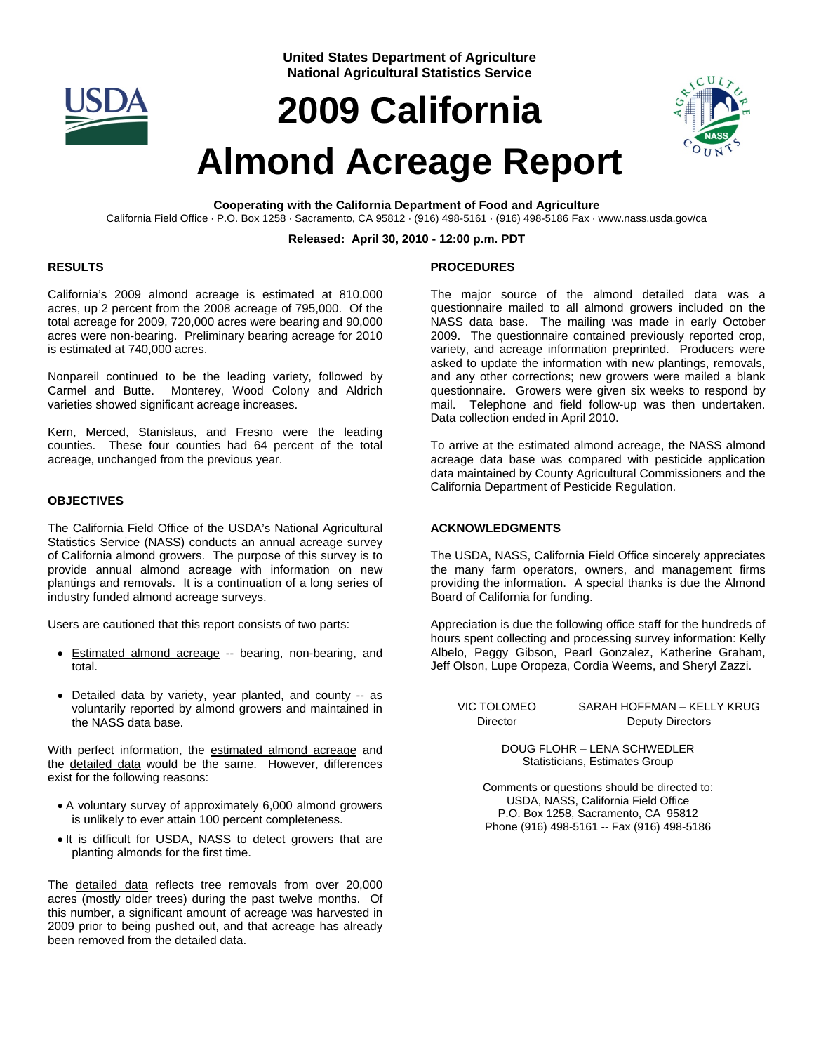**United States Department of Agriculture**
**National Agricultural Statistics Service**

# 2009 California Almond Acreage Report

**Cooperating with the California Department of Food and Agriculture**

California Field Office · P.O. Box 1258 · Sacramento, CA 95812 · (916) 498-5161 · (916) 498-5186 Fax · www.nass.usda.gov/ca

**Released: April 30, 2010 - 12:00 p.m. PDT**

## RESULTS

California's 2009 almond acreage is estimated at 810,000 acres, up 2 percent from the 2008 acreage of 795,000. Of the total acreage for 2009, 720,000 acres were bearing and 90,000 acres were non-bearing. Preliminary bearing acreage for 2010 is estimated at 740,000 acres.

Nonpareil continued to be the leading variety, followed by Carmel and Butte. Monterey, Wood Colony and Aldrich varieties showed significant acreage increases.

Kern, Merced, Stanislaus, and Fresno were the leading counties. These four counties had 64 percent of the total acreage, unchanged from the previous year.

## OBJECTIVES

The California Field Office of the USDA's National Agricultural Statistics Service (NASS) conducts an annual acreage survey of California almond growers. The purpose of this survey is to provide annual almond acreage with information on new plantings and removals. It is a continuation of a long series of industry funded almond acreage surveys.

Users are cautioned that this report consists of two parts:

- Estimated almond acreage -- bearing, non-bearing, and total.
- Detailed data by variety, year planted, and county -- as voluntarily reported by almond growers and maintained in the NASS data base.

With perfect information, the estimated almond acreage and the detailed data would be the same. However, differences exist for the following reasons:

- A voluntary survey of approximately 6,000 almond growers is unlikely to ever attain 100 percent completeness.
- It is difficult for USDA, NASS to detect growers that are planting almonds for the first time.

The detailed data reflects tree removals from over 20,000 acres (mostly older trees) during the past twelve months. Of this number, a significant amount of acreage was harvested in 2009 prior to being pushed out, and that acreage has already been removed from the detailed data.

## PROCEDURES

The major source of the almond detailed data was a questionnaire mailed to all almond growers included on the NASS data base. The mailing was made in early October 2009. The questionnaire contained previously reported crop, variety, and acreage information preprinted. Producers were asked to update the information with new plantings, removals, and any other corrections; new growers were mailed a blank questionnaire. Growers were given six weeks to respond by mail. Telephone and field follow-up was then undertaken. Data collection ended in April 2010.

To arrive at the estimated almond acreage, the NASS almond acreage data base was compared with pesticide application data maintained by County Agricultural Commissioners and the California Department of Pesticide Regulation.

## ACKNOWLEDGMENTS

The USDA, NASS, California Field Office sincerely appreciates the many farm operators, owners, and management firms providing the information. A special thanks is due the Almond Board of California for funding.

Appreciation is due the following office staff for the hundreds of hours spent collecting and processing survey information: Kelly Albelo, Peggy Gibson, Pearl Gonzalez, Katherine Graham, Jeff Olson, Lupe Oropeza, Cordia Weems, and Sheryl Zazzi.

VIC TOLOMEO
Director

SARAH HOFFMAN – KELLY KRUG
Deputy Directors

DOUG FLOHR – LENA SCHWEDLER
Statisticians, Estimates Group

Comments or questions should be directed to:
USDA, NASS, California Field Office
P.O. Box 1258, Sacramento, CA 95812
Phone (916) 498-5161 -- Fax (916) 498-5186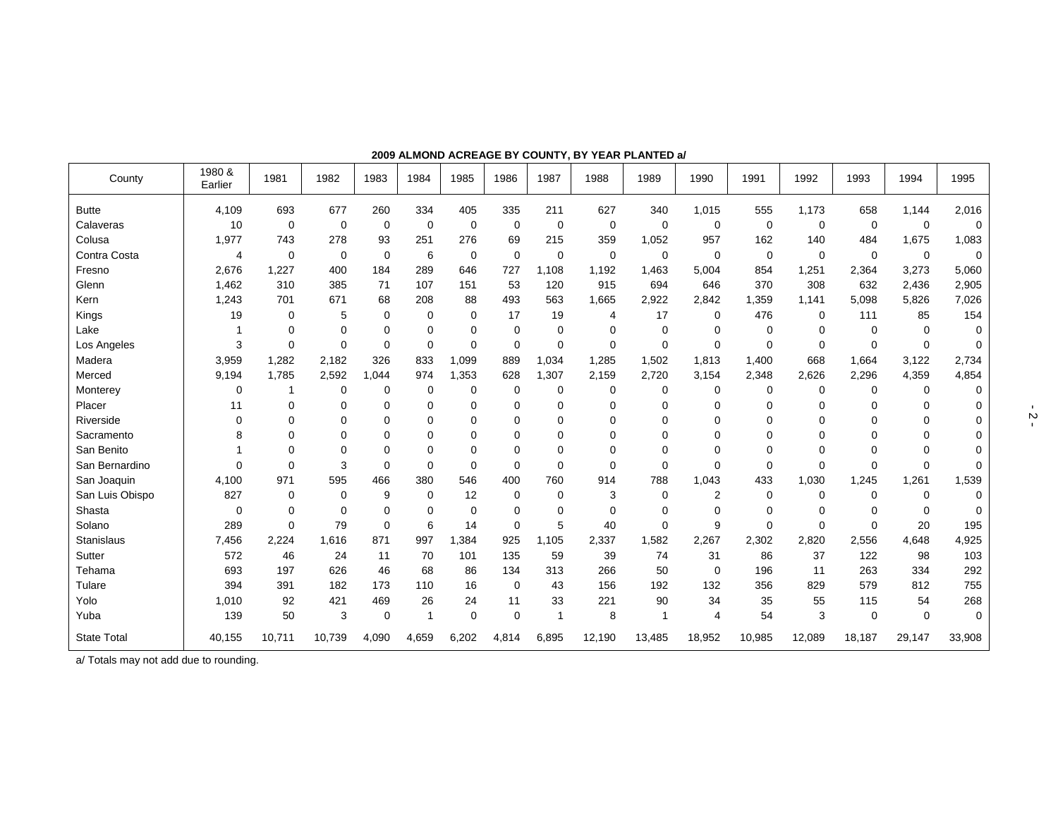**2009 ALMOND ACREAGE BY COUNTY, BY YEAR PLANTED a/**

| County | 1980 & Earlier | 1981 | 1982 | 1983 | 1984 | 1985 | 1986 | 1987 | 1988 | 1989 | 1990 | 1991 | 1992 | 1993 | 1994 | 1995 |
|---|---|---|---|---|---|---|---|---|---|---|---|---|---|---|---|---|
| Butte | 4,109 | 693 | 677 | 260 | 334 | 405 | 335 | 211 | 627 | 340 | 1,015 | 555 | 1,173 | 658 | 1,144 | 2,016 |
| Calaveras | 10 | 0 | 0 | 0 | 0 | 0 | 0 | 0 | 0 | 0 | 0 | 0 | 0 | 0 | 0 | 0 |
| Colusa | 1,977 | 743 | 278 | 93 | 251 | 276 | 69 | 215 | 359 | 1,052 | 957 | 162 | 140 | 484 | 1,675 | 1,083 |
| Contra Costa | 4 | 0 | 0 | 0 | 6 | 0 | 0 | 0 | 0 | 0 | 0 | 0 | 0 | 0 | 0 | 0 |
| Fresno | 2,676 | 1,227 | 400 | 184 | 289 | 646 | 727 | 1,108 | 1,192 | 1,463 | 5,004 | 854 | 1,251 | 2,364 | 3,273 | 5,060 |
| Glenn | 1,462 | 310 | 385 | 71 | 107 | 151 | 53 | 120 | 915 | 694 | 646 | 370 | 308 | 632 | 2,436 | 2,905 |
| Kern | 1,243 | 701 | 671 | 68 | 208 | 88 | 493 | 563 | 1,665 | 2,922 | 2,842 | 1,359 | 1,141 | 5,098 | 5,826 | 7,026 |
| Kings | 19 | 0 | 5 | 0 | 0 | 0 | 17 | 19 | 4 | 17 | 0 | 476 | 0 | 111 | 85 | 154 |
| Lake | 1 | 0 | 0 | 0 | 0 | 0 | 0 | 0 | 0 | 0 | 0 | 0 | 0 | 0 | 0 | 0 |
| Los Angeles | 3 | 0 | 0 | 0 | 0 | 0 | 0 | 0 | 0 | 0 | 0 | 0 | 0 | 0 | 0 | 0 |
| Madera | 3,959 | 1,282 | 2,182 | 326 | 833 | 1,099 | 889 | 1,034 | 1,285 | 1,502 | 1,813 | 1,400 | 668 | 1,664 | 3,122 | 2,734 |
| Merced | 9,194 | 1,785 | 2,592 | 1,044 | 974 | 1,353 | 628 | 1,307 | 2,159 | 2,720 | 3,154 | 2,348 | 2,626 | 2,296 | 4,359 | 4,854 |
| Monterey | 0 | 1 | 0 | 0 | 0 | 0 | 0 | 0 | 0 | 0 | 0 | 0 | 0 | 0 | 0 | 0 |
| Placer | 11 | 0 | 0 | 0 | 0 | 0 | 0 | 0 | 0 | 0 | 0 | 0 | 0 | 0 | 0 | 0 |
| Riverside | 0 | 0 | 0 | 0 | 0 | 0 | 0 | 0 | 0 | 0 | 0 | 0 | 0 | 0 | 0 | 0 |
| Sacramento | 8 | 0 | 0 | 0 | 0 | 0 | 0 | 0 | 0 | 0 | 0 | 0 | 0 | 0 | 0 | 0 |
| San Benito | 1 | 0 | 0 | 0 | 0 | 0 | 0 | 0 | 0 | 0 | 0 | 0 | 0 | 0 | 0 | 0 |
| San Bernardino | 0 | 0 | 3 | 0 | 0 | 0 | 0 | 0 | 0 | 0 | 0 | 0 | 0 | 0 | 0 | 0 |
| San Joaquin | 4,100 | 971 | 595 | 466 | 380 | 546 | 400 | 760 | 914 | 788 | 1,043 | 433 | 1,030 | 1,245 | 1,261 | 1,539 |
| San Luis Obispo | 827 | 0 | 0 | 9 | 0 | 12 | 0 | 0 | 3 | 0 | 2 | 0 | 0 | 0 | 0 | 0 |
| Shasta | 0 | 0 | 0 | 0 | 0 | 0 | 0 | 0 | 0 | 0 | 0 | 0 | 0 | 0 | 0 | 0 |
| Solano | 289 | 0 | 79 | 0 | 6 | 14 | 0 | 5 | 40 | 0 | 9 | 0 | 0 | 0 | 20 | 195 |
| Stanislaus | 7,456 | 2,224 | 1,616 | 871 | 997 | 1,384 | 925 | 1,105 | 2,337 | 1,582 | 2,267 | 2,302 | 2,820 | 2,556 | 4,648 | 4,925 |
| Sutter | 572 | 46 | 24 | 11 | 70 | 101 | 135 | 59 | 39 | 74 | 31 | 86 | 37 | 122 | 98 | 103 |
| Tehama | 693 | 197 | 626 | 46 | 68 | 86 | 134 | 313 | 266 | 50 | 0 | 196 | 11 | 263 | 334 | 292 |
| Tulare | 394 | 391 | 182 | 173 | 110 | 16 | 0 | 43 | 156 | 192 | 132 | 356 | 829 | 579 | 812 | 755 |
| Yolo | 1,010 | 92 | 421 | 469 | 26 | 24 | 11 | 33 | 221 | 90 | 34 | 35 | 55 | 115 | 54 | 268 |
| Yuba | 139 | 50 | 3 | 0 | 1 | 0 | 0 | 1 | 8 | 1 | 4 | 54 | 3 | 0 | 0 | 0 |
| State Total | 40,155 | 10,711 | 10,739 | 4,090 | 4,659 | 6,202 | 4,814 | 6,895 | 12,190 | 13,485 | 18,952 | 10,985 | 12,089 | 18,187 | 29,147 | 33,908 |

a/ Totals may not add due to rounding.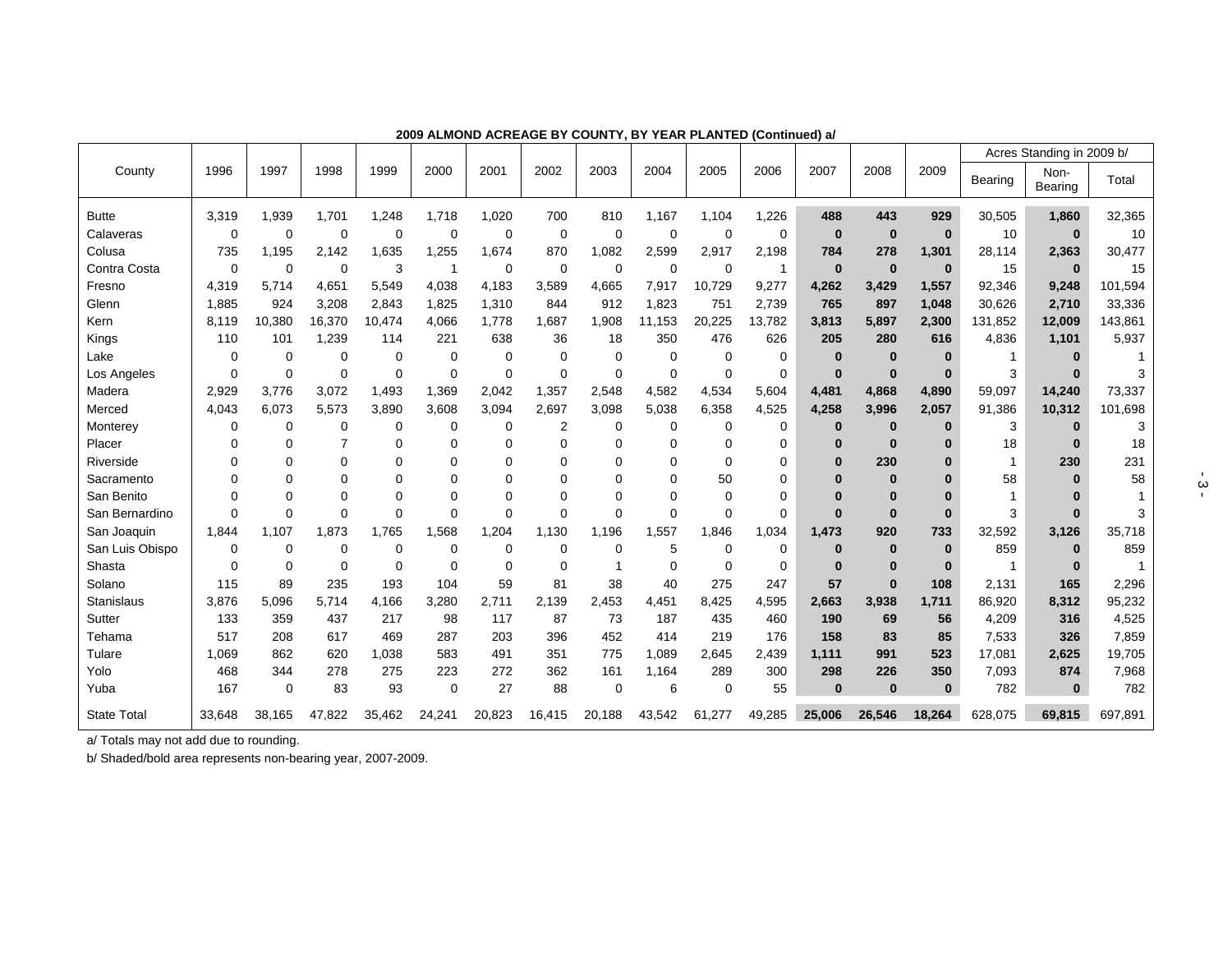**2009 ALMOND ACREAGE BY COUNTY, BY YEAR PLANTED (Continued) a/**

| County | 1996 | 1997 | 1998 | 1999 | 2000 | 2001 | 2002 | 2003 | 2004 | 2005 | 2006 | 2007 | 2008 | 2009 | Acres Standing in 2009 b/ | | |
|---|---|---|---|---|---|---|---|---|---|---|---|---|---|---|---|---|---|
| | | | | | | | | | | | | | | | Bearing | Non-Bearing | Total |
| Butte | 3,319 | 1,939 | 1,701 | 1,248 | 1,718 | 1,020 | 700 | 810 | 1,167 | 1,104 | 1,226 | **488** | **443** | **929** | 30,505 | **1,860** | 32,365 |
| Calaveras | 0 | 0 | 0 | 0 | 0 | 0 | 0 | 0 | 0 | 0 | 0 | **0** | **0** | **0** | 10 | **0** | 10 |
| Colusa | 735 | 1,195 | 2,142 | 1,635 | 1,255 | 1,674 | 870 | 1,082 | 2,599 | 2,917 | 2,198 | **784** | **278** | **1,301** | 28,114 | **2,363** | 30,477 |
| Contra Costa | 0 | 0 | 0 | 3 | 1 | 0 | 0 | 0 | 0 | 0 | 1 | **0** | **0** | **0** | 15 | **0** | 15 |
| Fresno | 4,319 | 5,714 | 4,651 | 5,549 | 4,038 | 4,183 | 3,589 | 4,665 | 7,917 | 10,729 | 9,277 | **4,262** | **3,429** | **1,557** | 92,346 | **9,248** | 101,594 |
| Glenn | 1,885 | 924 | 3,208 | 2,843 | 1,825 | 1,310 | 844 | 912 | 1,823 | 751 | 2,739 | **765** | **897** | **1,048** | 30,626 | **2,710** | 33,336 |
| Kern | 8,119 | 10,380 | 16,370 | 10,474 | 4,066 | 1,778 | 1,687 | 1,908 | 11,153 | 20,225 | 13,782 | **3,813** | **5,897** | **2,300** | 131,852 | **12,009** | 143,861 |
| Kings | 110 | 101 | 1,239 | 114 | 221 | 638 | 36 | 18 | 350 | 476 | 626 | **205** | **280** | **616** | 4,836 | **1,101** | 5,937 |
| Lake | 0 | 0 | 0 | 0 | 0 | 0 | 0 | 0 | 0 | 0 | 0 | **0** | **0** | **0** | 1 | **0** | 1 |
| Los Angeles | 0 | 0 | 0 | 0 | 0 | 0 | 0 | 0 | 0 | 0 | 0 | **0** | **0** | **0** | 3 | **0** | 3 |
| Madera | 2,929 | 3,776 | 3,072 | 1,493 | 1,369 | 2,042 | 1,357 | 2,548 | 4,582 | 4,534 | 5,604 | **4,481** | **4,868** | **4,890** | 59,097 | **14,240** | 73,337 |
| Merced | 4,043 | 6,073 | 5,573 | 3,890 | 3,608 | 3,094 | 2,697 | 3,098 | 5,038 | 6,358 | 4,525 | **4,258** | **3,996** | **2,057** | 91,386 | **10,312** | 101,698 |
| Monterey | 0 | 0 | 0 | 0 | 0 | 0 | 2 | 0 | 0 | 0 | 0 | **0** | **0** | **0** | 3 | **0** | 3 |
| Placer | 0 | 0 | 7 | 0 | 0 | 0 | 0 | 0 | 0 | 0 | 0 | **0** | **0** | **0** | 18 | **0** | 18 |
| Riverside | 0 | 0 | 0 | 0 | 0 | 0 | 0 | 0 | 0 | 0 | 0 | **0** | **230** | **0** | 1 | **230** | 231 |
| Sacramento | 0 | 0 | 0 | 0 | 0 | 0 | 0 | 0 | 0 | 50 | 0 | **0** | **0** | **0** | 58 | **0** | 58 |
| San Benito | 0 | 0 | 0 | 0 | 0 | 0 | 0 | 0 | 0 | 0 | 0 | **0** | **0** | **0** | 1 | **0** | 1 |
| San Bernardino | 0 | 0 | 0 | 0 | 0 | 0 | 0 | 0 | 0 | 0 | 0 | **0** | **0** | **0** | 3 | **0** | 3 |
| San Joaquin | 1,844 | 1,107 | 1,873 | 1,765 | 1,568 | 1,204 | 1,130 | 1,196 | 1,557 | 1,846 | 1,034 | **1,473** | **920** | **733** | 32,592 | **3,126** | 35,718 |
| San Luis Obispo | 0 | 0 | 0 | 0 | 0 | 0 | 0 | 0 | 5 | 0 | 0 | **0** | **0** | **0** | 859 | **0** | 859 |
| Shasta | 0 | 0 | 0 | 0 | 0 | 0 | 0 | 1 | 0 | 0 | 0 | **0** | **0** | **0** | 1 | **0** | 1 |
| Solano | 115 | 89 | 235 | 193 | 104 | 59 | 81 | 38 | 40 | 275 | 247 | **57** | **0** | **108** | 2,131 | **165** | 2,296 |
| Stanislaus | 3,876 | 5,096 | 5,714 | 4,166 | 3,280 | 2,711 | 2,139 | 2,453 | 4,451 | 8,425 | 4,595 | **2,663** | **3,938** | **1,711** | 86,920 | **8,312** | 95,232 |
| Sutter | 133 | 359 | 437 | 217 | 98 | 117 | 87 | 73 | 187 | 435 | 460 | **190** | **69** | **56** | 4,209 | **316** | 4,525 |
| Tehama | 517 | 208 | 617 | 469 | 287 | 203 | 396 | 452 | 414 | 219 | 176 | **158** | **83** | **85** | 7,533 | **326** | 7,859 |
| Tulare | 1,069 | 862 | 620 | 1,038 | 583 | 491 | 351 | 775 | 1,089 | 2,645 | 2,439 | **1,111** | **991** | **523** | 17,081 | **2,625** | 19,705 |
| Yolo | 468 | 344 | 278 | 275 | 223 | 272 | 362 | 161 | 1,164 | 289 | 300 | **298** | **226** | **350** | 7,093 | **874** | 7,968 |
| Yuba | 167 | 0 | 83 | 93 | 0 | 27 | 88 | 0 | 6 | 0 | 55 | **0** | **0** | **0** | 782 | **0** | 782 |
| State Total | 33,648 | 38,165 | 47,822 | 35,462 | 24,241 | 20,823 | 16,415 | 20,188 | 43,542 | 61,277 | 49,285 | **25,006** | **26,546** | **18,264** | 628,075 | **69,815** | 697,891 |

a/ Totals may not add due to rounding.

b/ Shaded/bold area represents non-bearing year, 2007-2009.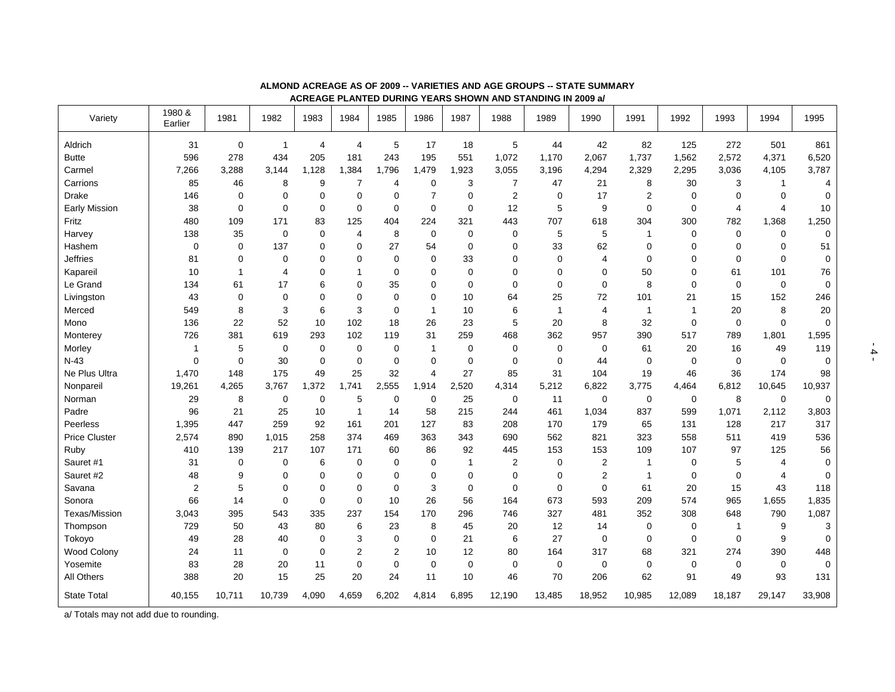**ALMOND ACREAGE AS OF 2009 -- VARIETIES AND AGE GROUPS -- STATE SUMMARY**
**ACREAGE PLANTED DURING YEARS SHOWN AND STANDING IN 2009 a/**

| Variety | 1980 & Earlier | 1981 | 1982 | 1983 | 1984 | 1985 | 1986 | 1987 | 1988 | 1989 | 1990 | 1991 | 1992 | 1993 | 1994 | 1995 |
|---|---|---|---|---|---|---|---|---|---|---|---|---|---|---|---|---|
| Aldrich | 31 | 0 | 1 | 4 | 4 | 5 | 17 | 18 | 5 | 44 | 42 | 82 | 125 | 272 | 501 | 861 |
| Butte | 596 | 278 | 434 | 205 | 181 | 243 | 195 | 551 | 1,072 | 1,170 | 2,067 | 1,737 | 1,562 | 2,572 | 4,371 | 6,520 |
| Carmel | 7,266 | 3,288 | 3,144 | 1,128 | 1,384 | 1,796 | 1,479 | 1,923 | 3,055 | 3,196 | 4,294 | 2,329 | 2,295 | 3,036 | 4,105 | 3,787 |
| Carrions | 85 | 46 | 8 | 9 | 7 | 4 | 0 | 3 | 7 | 47 | 21 | 8 | 30 | 3 | 1 | 4 |
| Drake | 146 | 0 | 0 | 0 | 0 | 0 | 7 | 0 | 2 | 0 | 17 | 2 | 0 | 0 | 0 | 0 |
| Early Mission | 38 | 0 | 0 | 0 | 0 | 0 | 0 | 0 | 12 | 5 | 9 | 0 | 0 | 4 | 4 | 10 |
| Fritz | 480 | 109 | 171 | 83 | 125 | 404 | 224 | 321 | 443 | 707 | 618 | 304 | 300 | 782 | 1,368 | 1,250 |
| Harvey | 138 | 35 | 0 | 0 | 4 | 8 | 0 | 0 | 0 | 5 | 5 | 1 | 0 | 0 | 0 | 0 |
| Hashem | 0 | 0 | 137 | 0 | 0 | 27 | 54 | 0 | 0 | 33 | 62 | 0 | 0 | 0 | 0 | 51 |
| Jeffries | 81 | 0 | 0 | 0 | 0 | 0 | 0 | 33 | 0 | 0 | 4 | 0 | 0 | 0 | 0 | 0 |
| Kapareil | 10 | 1 | 4 | 0 | 1 | 0 | 0 | 0 | 0 | 0 | 0 | 50 | 0 | 61 | 101 | 76 |
| Le Grand | 134 | 61 | 17 | 6 | 0 | 35 | 0 | 0 | 0 | 0 | 0 | 8 | 0 | 0 | 0 | 0 |
| Livingston | 43 | 0 | 0 | 0 | 0 | 0 | 0 | 10 | 64 | 25 | 72 | 101 | 21 | 15 | 152 | 246 |
| Merced | 549 | 8 | 3 | 6 | 3 | 0 | 1 | 10 | 6 | 1 | 4 | 1 | 1 | 20 | 8 | 20 |
| Mono | 136 | 22 | 52 | 10 | 102 | 18 | 26 | 23 | 5 | 20 | 8 | 32 | 0 | 0 | 0 | 0 |
| Monterey | 726 | 381 | 619 | 293 | 102 | 119 | 31 | 259 | 468 | 362 | 957 | 390 | 517 | 789 | 1,801 | 1,595 |
| Morley | 1 | 5 | 0 | 0 | 0 | 0 | 1 | 0 | 0 | 0 | 0 | 61 | 20 | 16 | 49 | 119 |
| N-43 | 0 | 0 | 30 | 0 | 0 | 0 | 0 | 0 | 0 | 0 | 44 | 0 | 0 | 0 | 0 | 0 |
| Ne Plus Ultra | 1,470 | 148 | 175 | 49 | 25 | 32 | 4 | 27 | 85 | 31 | 104 | 19 | 46 | 36 | 174 | 98 |
| Nonpareil | 19,261 | 4,265 | 3,767 | 1,372 | 1,741 | 2,555 | 1,914 | 2,520 | 4,314 | 5,212 | 6,822 | 3,775 | 4,464 | 6,812 | 10,645 | 10,937 |
| Norman | 29 | 8 | 0 | 0 | 5 | 0 | 0 | 25 | 0 | 11 | 0 | 0 | 0 | 8 | 0 | 0 |
| Padre | 96 | 21 | 25 | 10 | 1 | 14 | 58 | 215 | 244 | 461 | 1,034 | 837 | 599 | 1,071 | 2,112 | 3,803 |
| Peerless | 1,395 | 447 | 259 | 92 | 161 | 201 | 127 | 83 | 208 | 170 | 179 | 65 | 131 | 128 | 217 | 317 |
| Price Cluster | 2,574 | 890 | 1,015 | 258 | 374 | 469 | 363 | 343 | 690 | 562 | 821 | 323 | 558 | 511 | 419 | 536 |
| Ruby | 410 | 139 | 217 | 107 | 171 | 60 | 86 | 92 | 445 | 153 | 153 | 109 | 107 | 97 | 125 | 56 |
| Sauret #1 | 31 | 0 | 0 | 6 | 0 | 0 | 0 | 1 | 2 | 0 | 2 | 1 | 0 | 5 | 4 | 0 |
| Sauret #2 | 48 | 9 | 0 | 0 | 0 | 0 | 0 | 0 | 0 | 0 | 2 | 1 | 0 | 0 | 4 | 0 |
| Savana | 2 | 5 | 0 | 0 | 0 | 0 | 3 | 0 | 0 | 0 | 0 | 61 | 20 | 15 | 43 | 118 |
| Sonora | 66 | 14 | 0 | 0 | 0 | 10 | 26 | 56 | 164 | 673 | 593 | 209 | 574 | 965 | 1,655 | 1,835 |
| Texas/Mission | 3,043 | 395 | 543 | 335 | 237 | 154 | 170 | 296 | 746 | 327 | 481 | 352 | 308 | 648 | 790 | 1,087 |
| Thompson | 729 | 50 | 43 | 80 | 6 | 23 | 8 | 45 | 20 | 12 | 14 | 0 | 0 | 1 | 9 | 3 |
| Tokoyo | 49 | 28 | 40 | 0 | 3 | 0 | 0 | 21 | 6 | 27 | 0 | 0 | 0 | 0 | 9 | 0 |
| Wood Colony | 24 | 11 | 0 | 0 | 2 | 2 | 10 | 12 | 80 | 164 | 317 | 68 | 321 | 274 | 390 | 448 |
| Yosemite | 83 | 28 | 20 | 11 | 0 | 0 | 0 | 0 | 0 | 0 | 0 | 0 | 0 | 0 | 0 | 0 |
| All Others | 388 | 20 | 15 | 25 | 20 | 24 | 11 | 10 | 46 | 70 | 206 | 62 | 91 | 49 | 93 | 131 |
| State Total | 40,155 | 10,711 | 10,739 | 4,090 | 4,659 | 6,202 | 4,814 | 6,895 | 12,190 | 13,485 | 18,952 | 10,985 | 12,089 | 18,187 | 29,147 | 33,908 |

a/ Totals may not add due to rounding.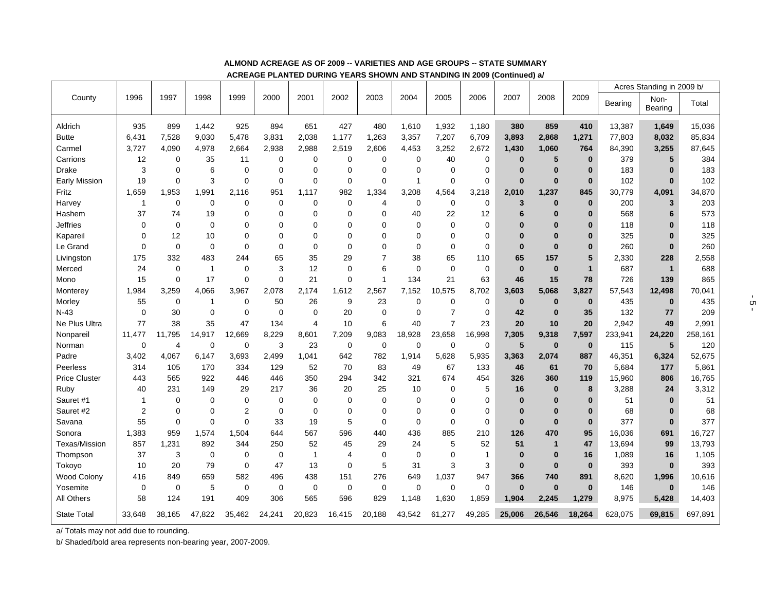**ALMOND ACREAGE AS OF 2009 -- VARIETIES AND AGE GROUPS -- STATE SUMMARY**

**ACREAGE PLANTED DURING YEARS SHOWN AND STANDING IN 2009 (Continued) a/**

| County | 1996 | 1997 | 1998 | 1999 | 2000 | 2001 | 2002 | 2003 | 2004 | 2005 | 2006 | 2007 | 2008 | 2009 | Acres Standing in 2009 b/ | | |
|---|---|---|---|---|---|---|---|---|---|---|---|---|---|---|---|---|---|
| | | | | | | | | | | | | | | | Bearing | Non-Bearing | Total |
| Aldrich | 935 | 899 | 1,442 | 925 | 894 | 651 | 427 | 480 | 1,610 | 1,932 | 1,180 | **380** | **859** | **410** | 13,387 | **1,649** | 15,036 |
| Butte | 6,431 | 7,528 | 9,030 | 5,478 | 3,831 | 2,038 | 1,177 | 1,263 | 3,357 | 7,207 | 6,709 | **3,893** | **2,868** | **1,271** | 77,803 | **8,032** | 85,834 |
| Carmel | 3,727 | 4,090 | 4,978 | 2,664 | 2,938 | 2,988 | 2,519 | 2,606 | 4,453 | 3,252 | 2,672 | **1,430** | **1,060** | **764** | 84,390 | **3,255** | 87,645 |
| Carrions | 12 | 0 | 35 | 11 | 0 | 0 | 0 | 0 | 0 | 40 | 0 | **0** | **5** | **0** | 379 | **5** | 384 |
| Drake | 3 | 0 | 6 | 0 | 0 | 0 | 0 | 0 | 0 | 0 | 0 | **0** | **0** | **0** | 183 | **0** | 183 |
| Early Mission | 19 | 0 | 3 | 0 | 0 | 0 | 0 | 0 | 1 | 0 | 0 | **0** | **0** | **0** | 102 | **0** | 102 |
| Fritz | 1,659 | 1,953 | 1,991 | 2,116 | 951 | 1,117 | 982 | 1,334 | 3,208 | 4,564 | 3,218 | **2,010** | **1,237** | **845** | 30,779 | **4,091** | 34,870 |
| Harvey | 1 | 0 | 0 | 0 | 0 | 0 | 0 | 4 | 0 | 0 | 0 | **3** | **0** | **0** | 200 | **3** | 203 |
| Hashem | 37 | 74 | 19 | 0 | 0 | 0 | 0 | 0 | 40 | 22 | 12 | **6** | **0** | **0** | 568 | **6** | 573 |
| Jeffries | 0 | 0 | 0 | 0 | 0 | 0 | 0 | 0 | 0 | 0 | 0 | **0** | **0** | **0** | 118 | **0** | 118 |
| Kapareil | 0 | 12 | 10 | 0 | 0 | 0 | 0 | 0 | 0 | 0 | 0 | **0** | **0** | **0** | 325 | **0** | 325 |
| Le Grand | 0 | 0 | 0 | 0 | 0 | 0 | 0 | 0 | 0 | 0 | 0 | **0** | **0** | **0** | 260 | **0** | 260 |
| Livingston | 175 | 332 | 483 | 244 | 65 | 35 | 29 | 7 | 38 | 65 | 110 | **65** | **157** | **5** | 2,330 | **228** | 2,558 |
| Merced | 24 | 0 | 1 | 0 | 3 | 12 | 0 | 6 | 0 | 0 | 0 | **0** | **0** | **1** | 687 | **1** | 688 |
| Mono | 15 | 0 | 17 | 0 | 0 | 21 | 0 | 1 | 134 | 21 | 63 | **46** | **15** | **78** | 726 | **139** | 865 |
| Monterey | 1,984 | 3,259 | 4,066 | 3,967 | 2,078 | 2,174 | 1,612 | 2,567 | 7,152 | 10,575 | 8,702 | **3,603** | **5,068** | **3,827** | 57,543 | **12,498** | 70,041 |
| Morley | 55 | 0 | 1 | 0 | 50 | 26 | 9 | 23 | 0 | 0 | 0 | **0** | **0** | **0** | 435 | **0** | 435 |
| N-43 | 0 | 30 | 0 | 0 | 0 | 0 | 20 | 0 | 0 | 7 | 0 | **42** | **0** | **35** | 132 | **77** | 209 |
| Ne Plus Ultra | 77 | 38 | 35 | 47 | 134 | 4 | 10 | 6 | 40 | 7 | 23 | **20** | **10** | **20** | 2,942 | **49** | 2,991 |
| Nonpareil | 11,477 | 11,795 | 14,917 | 12,669 | 8,229 | 8,601 | 7,209 | 9,083 | 18,928 | 23,658 | 16,998 | **7,305** | **9,318** | **7,597** | 233,941 | **24,220** | 258,161 |
| Norman | 0 | 4 | 0 | 0 | 3 | 23 | 0 | 0 | 0 | 0 | 0 | **5** | **0** | **0** | 115 | **5** | 120 |
| Padre | 3,402 | 4,067 | 6,147 | 3,693 | 2,499 | 1,041 | 642 | 782 | 1,914 | 5,628 | 5,935 | **3,363** | **2,074** | **887** | 46,351 | **6,324** | 52,675 |
| Peerless | 314 | 105 | 170 | 334 | 129 | 52 | 70 | 83 | 49 | 67 | 133 | **46** | **61** | **70** | 5,684 | **177** | 5,861 |
| Price Cluster | 443 | 565 | 922 | 446 | 446 | 350 | 294 | 342 | 321 | 674 | 454 | **326** | **360** | **119** | 15,960 | **806** | 16,765 |
| Ruby | 40 | 231 | 149 | 29 | 217 | 36 | 20 | 25 | 10 | 0 | 5 | **16** | **0** | **8** | 3,288 | **24** | 3,312 |
| Sauret #1 | 1 | 0 | 0 | 0 | 0 | 0 | 0 | 0 | 0 | 0 | 0 | **0** | **0** | **0** | 51 | **0** | 51 |
| Sauret #2 | 2 | 0 | 0 | 2 | 0 | 0 | 0 | 0 | 0 | 0 | 0 | **0** | **0** | **0** | 68 | **0** | 68 |
| Savana | 55 | 0 | 0 | 0 | 33 | 19 | 5 | 0 | 0 | 0 | 0 | **0** | **0** | **0** | 377 | **0** | 377 |
| Sonora | 1,383 | 959 | 1,574 | 1,504 | 644 | 567 | 596 | 440 | 436 | 885 | 210 | **126** | **470** | **95** | 16,036 | **691** | 16,727 |
| Texas/Mission | 857 | 1,231 | 892 | 344 | 250 | 52 | 45 | 29 | 24 | 5 | 52 | **51** | **1** | **47** | 13,694 | **99** | 13,793 |
| Thompson | 37 | 3 | 0 | 0 | 0 | 1 | 4 | 0 | 0 | 0 | 1 | **0** | **0** | **16** | 1,089 | **16** | 1,105 |
| Tokoyo | 10 | 20 | 79 | 0 | 47 | 13 | 0 | 5 | 31 | 3 | 3 | **0** | **0** | **0** | 393 | **0** | 393 |
| Wood Colony | 416 | 849 | 659 | 582 | 496 | 438 | 151 | 276 | 649 | 1,037 | 947 | **366** | **740** | **891** | 8,620 | **1,996** | 10,616 |
| Yosemite | 0 | 0 | 5 | 0 | 0 | 0 | 0 | 0 | 0 | 0 | 0 | **0** | **0** | **0** | 146 | **0** | 146 |
| All Others | 58 | 124 | 191 | 409 | 306 | 565 | 596 | 829 | 1,148 | 1,630 | 1,859 | **1,904** | **2,245** | **1,279** | 8,975 | **5,428** | 14,403 |
| State Total | 33,648 | 38,165 | 47,822 | 35,462 | 24,241 | 20,823 | 16,415 | 20,188 | 43,542 | 61,277 | 49,285 | **25,006** | **26,546** | **18,264** | 628,075 | **69,815** | 697,891 |

a/ Totals may not add due to rounding.

b/ Shaded/bold area represents non-bearing year, 2007-2009.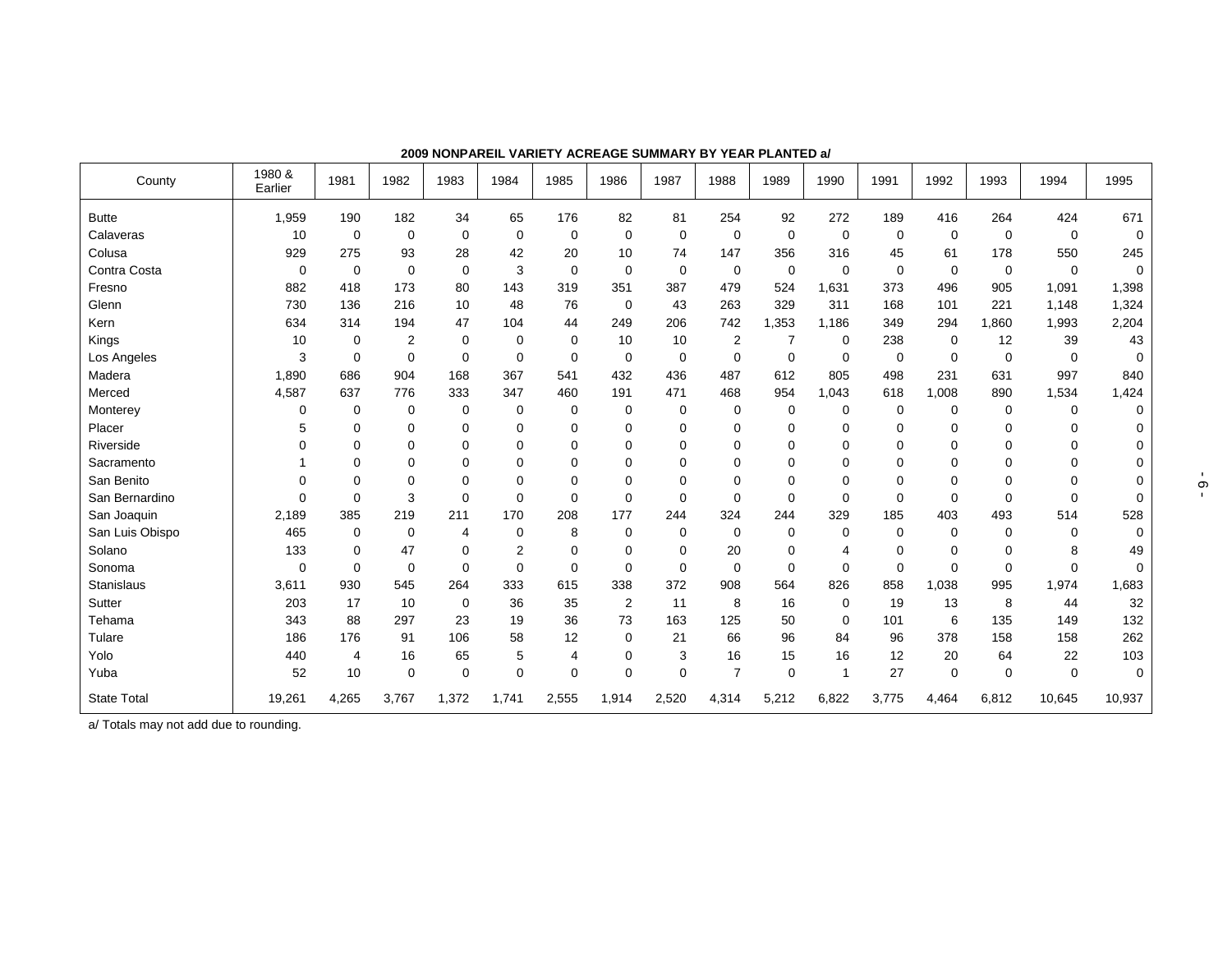**2009 NONPAREIL VARIETY ACREAGE SUMMARY BY YEAR PLANTED a/**

| County | 1980 & Earlier | 1981 | 1982 | 1983 | 1984 | 1985 | 1986 | 1987 | 1988 | 1989 | 1990 | 1991 | 1992 | 1993 | 1994 | 1995 |
|---|---|---|---|---|---|---|---|---|---|---|---|---|---|---|---|---|
| Butte | 1,959 | 190 | 182 | 34 | 65 | 176 | 82 | 81 | 254 | 92 | 272 | 189 | 416 | 264 | 424 | 671 |
| Calaveras | 10 | 0 | 0 | 0 | 0 | 0 | 0 | 0 | 0 | 0 | 0 | 0 | 0 | 0 | 0 | 0 |
| Colusa | 929 | 275 | 93 | 28 | 42 | 20 | 10 | 74 | 147 | 356 | 316 | 45 | 61 | 178 | 550 | 245 |
| Contra Costa | 0 | 0 | 0 | 0 | 3 | 0 | 0 | 0 | 0 | 0 | 0 | 0 | 0 | 0 | 0 | 0 |
| Fresno | 882 | 418 | 173 | 80 | 143 | 319 | 351 | 387 | 479 | 524 | 1,631 | 373 | 496 | 905 | 1,091 | 1,398 |
| Glenn | 730 | 136 | 216 | 10 | 48 | 76 | 0 | 43 | 263 | 329 | 311 | 168 | 101 | 221 | 1,148 | 1,324 |
| Kern | 634 | 314 | 194 | 47 | 104 | 44 | 249 | 206 | 742 | 1,353 | 1,186 | 349 | 294 | 1,860 | 1,993 | 2,204 |
| Kings | 10 | 0 | 2 | 0 | 0 | 0 | 10 | 10 | 2 | 7 | 0 | 238 | 0 | 12 | 39 | 43 |
| Los Angeles | 3 | 0 | 0 | 0 | 0 | 0 | 0 | 0 | 0 | 0 | 0 | 0 | 0 | 0 | 0 | 0 |
| Madera | 1,890 | 686 | 904 | 168 | 367 | 541 | 432 | 436 | 487 | 612 | 805 | 498 | 231 | 631 | 997 | 840 |
| Merced | 4,587 | 637 | 776 | 333 | 347 | 460 | 191 | 471 | 468 | 954 | 1,043 | 618 | 1,008 | 890 | 1,534 | 1,424 |
| Monterey | 0 | 0 | 0 | 0 | 0 | 0 | 0 | 0 | 0 | 0 | 0 | 0 | 0 | 0 | 0 | 0 |
| Placer | 5 | 0 | 0 | 0 | 0 | 0 | 0 | 0 | 0 | 0 | 0 | 0 | 0 | 0 | 0 | 0 |
| Riverside | 0 | 0 | 0 | 0 | 0 | 0 | 0 | 0 | 0 | 0 | 0 | 0 | 0 | 0 | 0 | 0 |
| Sacramento | 1 | 0 | 0 | 0 | 0 | 0 | 0 | 0 | 0 | 0 | 0 | 0 | 0 | 0 | 0 | 0 |
| San Benito | 0 | 0 | 0 | 0 | 0 | 0 | 0 | 0 | 0 | 0 | 0 | 0 | 0 | 0 | 0 | 0 |
| San Bernardino | 0 | 0 | 3 | 0 | 0 | 0 | 0 | 0 | 0 | 0 | 0 | 0 | 0 | 0 | 0 | 0 |
| San Joaquin | 2,189 | 385 | 219 | 211 | 170 | 208 | 177 | 244 | 324 | 244 | 329 | 185 | 403 | 493 | 514 | 528 |
| San Luis Obispo | 465 | 0 | 0 | 4 | 0 | 8 | 0 | 0 | 0 | 0 | 0 | 0 | 0 | 0 | 0 | 0 |
| Solano | 133 | 0 | 47 | 0 | 2 | 0 | 0 | 0 | 20 | 0 | 4 | 0 | 0 | 0 | 8 | 49 |
| Sonoma | 0 | 0 | 0 | 0 | 0 | 0 | 0 | 0 | 0 | 0 | 0 | 0 | 0 | 0 | 0 | 0 |
| Stanislaus | 3,611 | 930 | 545 | 264 | 333 | 615 | 338 | 372 | 908 | 564 | 826 | 858 | 1,038 | 995 | 1,974 | 1,683 |
| Sutter | 203 | 17 | 10 | 0 | 36 | 35 | 2 | 11 | 8 | 16 | 0 | 19 | 13 | 8 | 44 | 32 |
| Tehama | 343 | 88 | 297 | 23 | 19 | 36 | 73 | 163 | 125 | 50 | 0 | 101 | 6 | 135 | 149 | 132 |
| Tulare | 186 | 176 | 91 | 106 | 58 | 12 | 0 | 21 | 66 | 96 | 84 | 96 | 378 | 158 | 158 | 262 |
| Yolo | 440 | 4 | 16 | 65 | 5 | 4 | 0 | 3 | 16 | 15 | 16 | 12 | 20 | 64 | 22 | 103 |
| Yuba | 52 | 10 | 0 | 0 | 0 | 0 | 0 | 0 | 7 | 0 | 1 | 27 | 0 | 0 | 0 | 0 |
| State Total | 19,261 | 4,265 | 3,767 | 1,372 | 1,741 | 2,555 | 1,914 | 2,520 | 4,314 | 5,212 | 6,822 | 3,775 | 4,464 | 6,812 | 10,645 | 10,937 |

a/ Totals may not add due to rounding.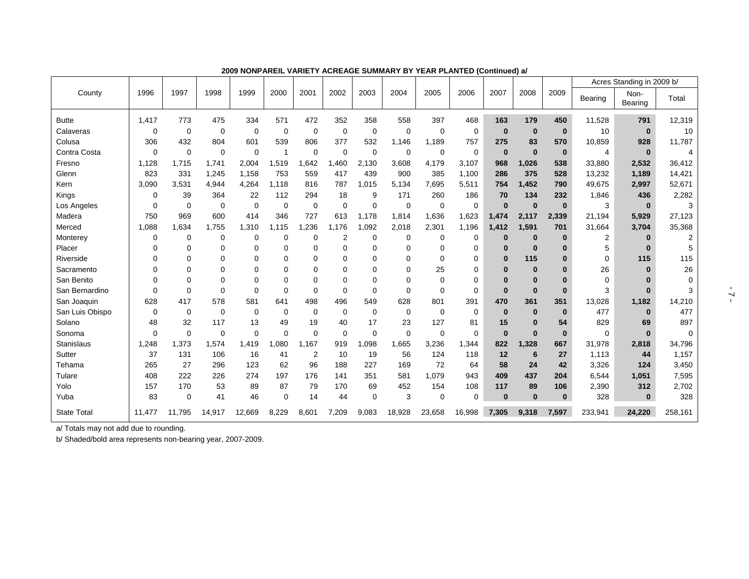**2009 NONPAREIL VARIETY ACREAGE SUMMARY BY YEAR PLANTED (Continued) a/**

| County | 1996 | 1997 | 1998 | 1999 | 2000 | 2001 | 2002 | 2003 | 2004 | 2005 | 2006 | 2007 | 2008 | 2009 | Acres Standing in 2009 b/ | | |
|---|---|---|---|---|---|---|---|---|---|---|---|---|---|---|---|---|---|
| | | | | | | | | | | | | | | | Bearing | Non-Bearing | Total |
| Butte | 1,417 | 773 | 475 | 334 | 571 | 472 | 352 | 358 | 558 | 397 | 468 | **163** | **179** | **450** | 11,528 | **791** | 12,319 |
| Calaveras | 0 | 0 | 0 | 0 | 0 | 0 | 0 | 0 | 0 | 0 | 0 | **0** | **0** | **0** | 10 | **0** | 10 |
| Colusa | 306 | 432 | 804 | 601 | 539 | 806 | 377 | 532 | 1,146 | 1,189 | 757 | **275** | **83** | **570** | 10,859 | **928** | 11,787 |
| Contra Costa | 0 | 0 | 0 | 0 | 1 | 0 | 0 | 0 | 0 | 0 | 0 | **0** | **0** | **0** | 4 | **0** | 4 |
| Fresno | 1,128 | 1,715 | 1,741 | 2,004 | 1,519 | 1,642 | 1,460 | 2,130 | 3,608 | 4,179 | 3,107 | **968** | **1,026** | **538** | 33,880 | **2,532** | 36,412 |
| Glenn | 823 | 331 | 1,245 | 1,158 | 753 | 559 | 417 | 439 | 900 | 385 | 1,100 | **286** | **375** | **528** | 13,232 | **1,189** | 14,421 |
| Kern | 3,090 | 3,531 | 4,944 | 4,264 | 1,118 | 816 | 787 | 1,015 | 5,134 | 7,695 | 5,511 | **754** | **1,452** | **790** | 49,675 | **2,997** | 52,671 |
| Kings | 0 | 39 | 364 | 22 | 112 | 294 | 18 | 9 | 171 | 260 | 186 | **70** | **134** | **232** | 1,846 | **436** | 2,282 |
| Los Angeles | 0 | 0 | 0 | 0 | 0 | 0 | 0 | 0 | 0 | 0 | 0 | **0** | **0** | **0** | 3 | **0** | 3 |
| Madera | 750 | 969 | 600 | 414 | 346 | 727 | 613 | 1,178 | 1,814 | 1,636 | 1,623 | **1,474** | **2,117** | **2,339** | 21,194 | **5,929** | 27,123 |
| Merced | 1,088 | 1,634 | 1,755 | 1,310 | 1,115 | 1,236 | 1,176 | 1,092 | 2,018 | 2,301 | 1,196 | **1,412** | **1,591** | **701** | 31,664 | **3,704** | 35,368 |
| Monterey | 0 | 0 | 0 | 0 | 0 | 0 | 2 | 0 | 0 | 0 | 0 | **0** | **0** | **0** | 2 | **0** | 2 |
| Placer | 0 | 0 | 0 | 0 | 0 | 0 | 0 | 0 | 0 | 0 | 0 | **0** | **0** | **0** | 5 | **0** | 5 |
| Riverside | 0 | 0 | 0 | 0 | 0 | 0 | 0 | 0 | 0 | 0 | 0 | **0** | **115** | **0** | 0 | **115** | 115 |
| Sacramento | 0 | 0 | 0 | 0 | 0 | 0 | 0 | 0 | 0 | 25 | 0 | **0** | **0** | **0** | 26 | **0** | 26 |
| San Benito | 0 | 0 | 0 | 0 | 0 | 0 | 0 | 0 | 0 | 0 | 0 | **0** | **0** | **0** | 0 | **0** | 0 |
| San Bernardino | 0 | 0 | 0 | 0 | 0 | 0 | 0 | 0 | 0 | 0 | 0 | **0** | **0** | **0** | 3 | **0** | 3 |
| San Joaquin | 628 | 417 | 578 | 581 | 641 | 498 | 496 | 549 | 628 | 801 | 391 | **470** | **361** | **351** | 13,028 | **1,182** | 14,210 |
| San Luis Obispo | 0 | 0 | 0 | 0 | 0 | 0 | 0 | 0 | 0 | 0 | 0 | **0** | **0** | **0** | 477 | **0** | 477 |
| Solano | 48 | 32 | 117 | 13 | 49 | 19 | 40 | 17 | 23 | 127 | 81 | **15** | **0** | **54** | 829 | **69** | 897 |
| Sonoma | 0 | 0 | 0 | 0 | 0 | 0 | 0 | 0 | 0 | 0 | 0 | **0** | **0** | **0** | 0 | **0** | 0 |
| Stanislaus | 1,248 | 1,373 | 1,574 | 1,419 | 1,080 | 1,167 | 919 | 1,098 | 1,665 | 3,236 | 1,344 | **822** | **1,328** | **667** | 31,978 | **2,818** | 34,796 |
| Sutter | 37 | 131 | 106 | 16 | 41 | 2 | 10 | 19 | 56 | 124 | 118 | **12** | **6** | **27** | 1,113 | **44** | 1,157 |
| Tehama | 265 | 27 | 296 | 123 | 62 | 96 | 188 | 227 | 169 | 72 | 64 | **58** | **24** | **42** | 3,326 | **124** | 3,450 |
| Tulare | 408 | 222 | 226 | 274 | 197 | 176 | 141 | 351 | 581 | 1,079 | 943 | **409** | **437** | **204** | 6,544 | **1,051** | 7,595 |
| Yolo | 157 | 170 | 53 | 89 | 87 | 79 | 170 | 69 | 452 | 154 | 108 | **117** | **89** | **106** | 2,390 | **312** | 2,702 |
| Yuba | 83 | 0 | 41 | 46 | 0 | 14 | 44 | 0 | 3 | 0 | 0 | **0** | **0** | **0** | 328 | **0** | 328 |
| State Total | 11,477 | 11,795 | 14,917 | 12,669 | 8,229 | 8,601 | 7,209 | 9,083 | 18,928 | 23,658 | 16,998 | **7,305** | **9,318** | **7,597** | 233,941 | **24,220** | 258,161 |

a/ Totals may not add due to rounding.

b/ Shaded/bold area represents non-bearing year, 2007-2009.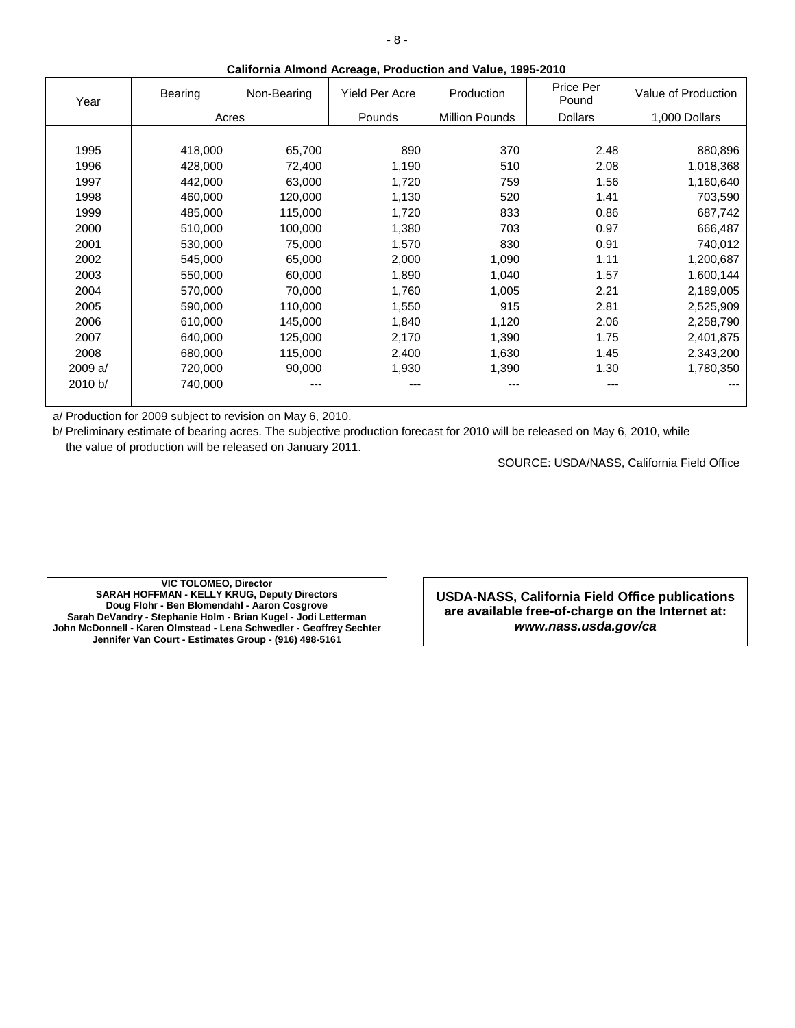**California Almond Acreage, Production and Value, 1995-2010**

| Year | Bearing | Non-Bearing | Yield Per Acre | Production | Price Per Pound | Value of Production |
|---|---|---|---|---|---|---|
| | Acres | | Pounds | Million Pounds | Dollars | 1,000 Dollars |
| 1995 | 418,000 | 65,700 | 890 | 370 | 2.48 | 880,896 |
| 1996 | 428,000 | 72,400 | 1,190 | 510 | 2.08 | 1,018,368 |
| 1997 | 442,000 | 63,000 | 1,720 | 759 | 1.56 | 1,160,640 |
| 1998 | 460,000 | 120,000 | 1,130 | 520 | 1.41 | 703,590 |
| 1999 | 485,000 | 115,000 | 1,720 | 833 | 0.86 | 687,742 |
| 2000 | 510,000 | 100,000 | 1,380 | 703 | 0.97 | 666,487 |
| 2001 | 530,000 | 75,000 | 1,570 | 830 | 0.91 | 740,012 |
| 2002 | 545,000 | 65,000 | 2,000 | 1,090 | 1.11 | 1,200,687 |
| 2003 | 550,000 | 60,000 | 1,890 | 1,040 | 1.57 | 1,600,144 |
| 2004 | 570,000 | 70,000 | 1,760 | 1,005 | 2.21 | 2,189,005 |
| 2005 | 590,000 | 110,000 | 1,550 | 915 | 2.81 | 2,525,909 |
| 2006 | 610,000 | 145,000 | 1,840 | 1,120 | 2.06 | 2,258,790 |
| 2007 | 640,000 | 125,000 | 2,170 | 1,390 | 1.75 | 2,401,875 |
| 2008 | 680,000 | 115,000 | 2,400 | 1,630 | 1.45 | 2,343,200 |
| 2009 a/ | 720,000 | 90,000 | 1,930 | 1,390 | 1.30 | 1,780,350 |
| 2010 b/ | 740,000 | --- | --- | --- | --- | --- |

a/ Production for 2009 subject to revision on May 6, 2010.

b/ Preliminary estimate of bearing acres. The subjective production forecast for 2010 will be released on May 6, 2010, while the value of production will be released on January 2011.

SOURCE: USDA/NASS, California Field Office

**VIC TOLOMEO, Director**
**SARAH HOFFMAN - KELLY KRUG, Deputy Directors**
**Doug Flohr - Ben Blomendahl - Aaron Cosgrove**
**Sarah DeVandry - Stephanie Holm - Brian Kugel - Jodi Letterman**
**John McDonnell - Karen Olmstead - Lena Schwedler - Geoffrey Sechter**
**Jennifer Van Court - Estimates Group - (916) 498-5161**

**USDA-NASS, California Field Office publications are available free-of-charge on the Internet at:** ***www.nass.usda.gov/ca***